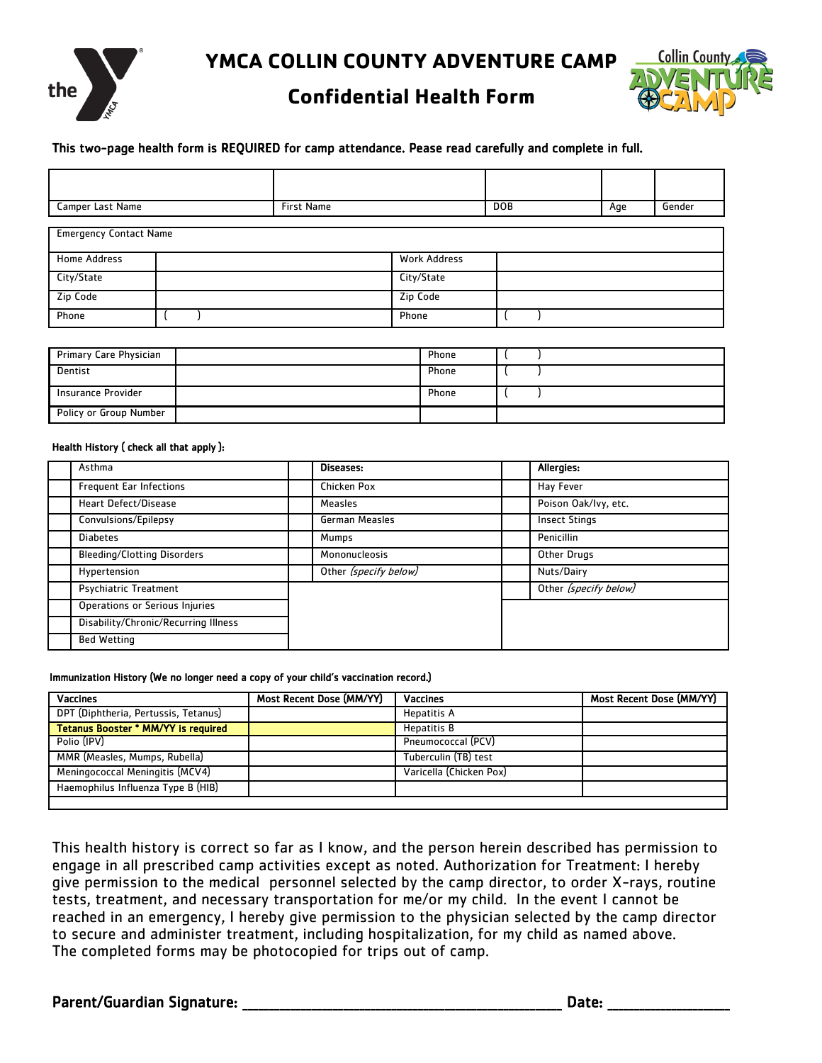# YMCA COLLIN COUNTY ADVENTURE CAMP

## Confidential Health Form

**This two-page health form is REQUIRED for camp attendance. Pease read carefully and complete in full.**

| Camper Last Name | First Name | DOB | Age | Gender |
|---|---|---|---|---|
| | | | | |

| Emergency Contact Name | | | |
|---|---|---|---|
| Home Address | | Work Address | |
| City/State | | City/State | |
| Zip Code | | Zip Code | |
| Phone | (     ) | Phone | (     ) |

| Primary Care Physician | | Phone | (     ) |
|---|---|---|---|
| Dentist | | Phone | (     ) |
| Insurance Provider | | Phone | (     ) |
| Policy or Group Number | | | |

**Health History ( check all that apply ):**

| | | | **Diseases:** | | **Allergies:** |
|---|---|---|---|---|---|
| | Asthma | | **Diseases:** | | **Allergies:** |
| | Frequent Ear Infections | | Chicken Pox | | Hay Fever |
| | Heart Defect/Disease | | Measles | | Poison Oak/Ivy, etc. |
| | Convulsions/Epilepsy | | German Measles | | Insect Stings |
| | Diabetes | | Mumps | | Penicillin |
| | Bleeding/Clotting Disorders | | Mononucleosis | | Other Drugs |
| | Hypertension | | Other *(specify below)* | | Nuts/Dairy |
| | Psychiatric Treatment | | | | Other *(specify below)* |
| | Operations or Serious Injuries | | | | |
| | Disability/Chronic/Recurring Illness | | | | |
| | Bed Wetting | | | | |

**Immunization History (We no longer need a copy of your child's vaccination record.)**

| Vaccines | Most Recent Dose (MM/YY) | Vaccines | Most Recent Dose (MM/YY) |
|---|---|---|---|
| DPT (Diphtheria, Pertussis, Tetanus) | | Hepatitis A | |
| **Tetanus Booster * MM/YY is required** | | Hepatitis B | |
| Polio (IPV) | | Pneumococcal (PCV) | |
| MMR (Measles, Mumps, Rubella) | | Tuberculin (TB) test | |
| Meningococcal Meningitis (MCV4) | | Varicella (Chicken Pox) | |
| Haemophilus Influenza Type B (HIB) | | | |
| | | | |

This health history is correct so far as I know, and the person herein described has permission to engage in all prescribed camp activities except as noted. Authorization for Treatment: I hereby give permission to the medical personnel selected by the camp director, to order X-rays, routine tests, treatment, and necessary transportation for me/or my child. In the event I cannot be reached in an emergency, I hereby give permission to the physician selected by the camp director to secure and administer treatment, including hospitalization, for my child as named above. The completed forms may be photocopied for trips out of camp.

**Parent/Guardian Signature:** ______________________________ **Date:** ____________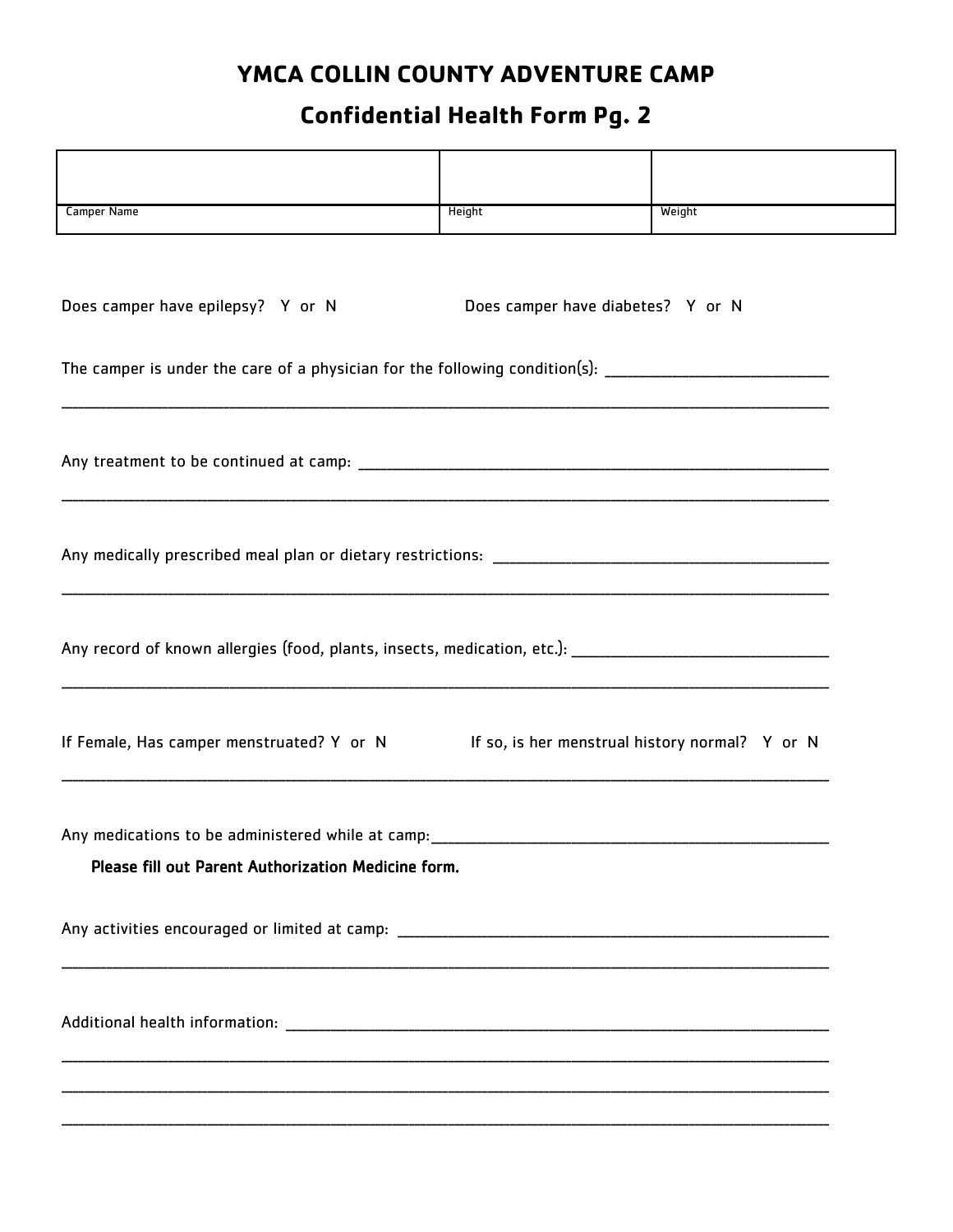# YMCA COLLIN COUNTY ADVENTURE CAMP

## Confidential Health Form Pg. 2

| | | |
|---|---|---|
| Camper Name | Height | Weight |

Does camper have epilepsy? Y or N

Does camper have diabetes? Y or N

The camper is under the care of a physician for the following condition(s): ____________________________

____________________________________________________________________________________________

Any treatment to be continued at camp: ____________________________________________________________

____________________________________________________________________________________________

Any medically prescribed meal plan or dietary restrictions: __________________________________________

____________________________________________________________________________________________

Any record of known allergies (food, plants, insects, medication, etc.): __________________________________

____________________________________________________________________________________________

If Female, Has camper menstruated? Y or N

If so, is her menstrual history normal? Y or N

____________________________________________________________________________________________

Any medications to be administered while at camp: __________________________________________________

**Please fill out Parent Authorization Medicine form.**

Any activities encouraged or limited at camp: ______________________________________________________

____________________________________________________________________________________________

Additional health information: _________________________________________________________________

____________________________________________________________________________________________

____________________________________________________________________________________________

____________________________________________________________________________________________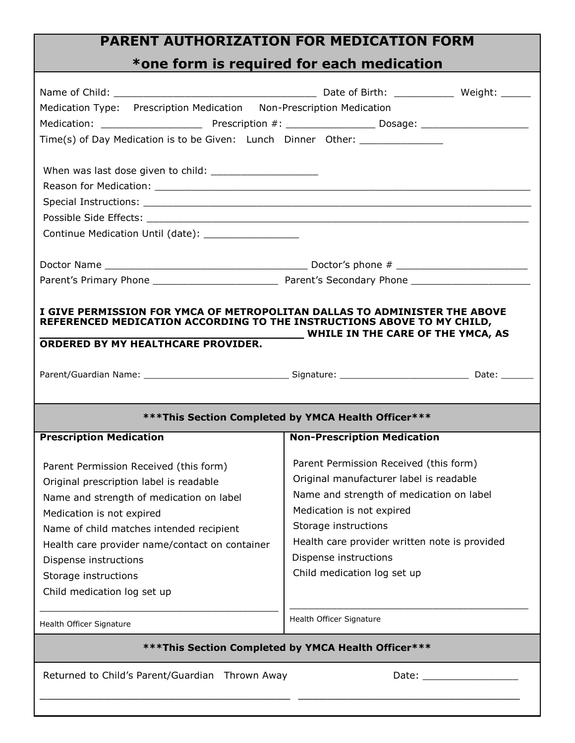# PARENT AUTHORIZATION FOR MEDICATION FORM

## *one form is required for each medication

Name of Child: ___________________________________ Date of Birth: __________ Weight: _____

Medication Type: Prescription Medication Non-Prescription Medication

Medication: _________________ Prescription #: _______________ Dosage: __________________

Time(s) of Day Medication is to be Given: Lunch Dinner Other: ______________

When was last dose given to child: __________________

Reason for Medication: ____________________________________________________________________

Special Instructions: ____________________________________________________________________

Possible Side Effects: ____________________________________________________________________

Continue Medication Until (date): ________________

Doctor Name ___________________________________ Doctor's phone # _______________________

Parent's Primary Phone _____________________ Parent's Secondary Phone _____________________

**I GIVE PERMISSION FOR YMCA OF METROPOLITAN DALLAS TO ADMINISTER THE ABOVE REFERENCED MEDICATION ACCORDING TO THE INSTRUCTIONS ABOVE TO MY CHILD, ____________________________________ WHILE IN THE CARE OF THE YMCA, AS ORDERED BY MY HEALTHCARE PROVIDER.**

Parent/Guardian Name: ___________________________ Signature: ________________________ Date: ______

### ***This Section Completed by YMCA Health Officer***

| Prescription Medication | Non-Prescription Medication |
| --- | --- |
| Parent Permission Received (this form) | Parent Permission Received (this form) |
| Original prescription label is readable | Original manufacturer label is readable |
| Name and strength of medication on label | Name and strength of medication on label |
| Medication is not expired | Medication is not expired |
| Name of child matches intended recipient | Storage instructions |
| Health care provider name/contact on container | Health care provider written note is provided |
| Dispense instructions | Dispense instructions |
| Storage instructions | Child medication log set up |
| Child medication log set up | |
| ________________________________________ | ________________________________________ |
| Health Officer Signature | Health Officer Signature |

### ***This Section Completed by YMCA Health Officer***

Returned to Child's Parent/Guardian Thrown Away Date: ________________

_________________________________________ _______________________________________